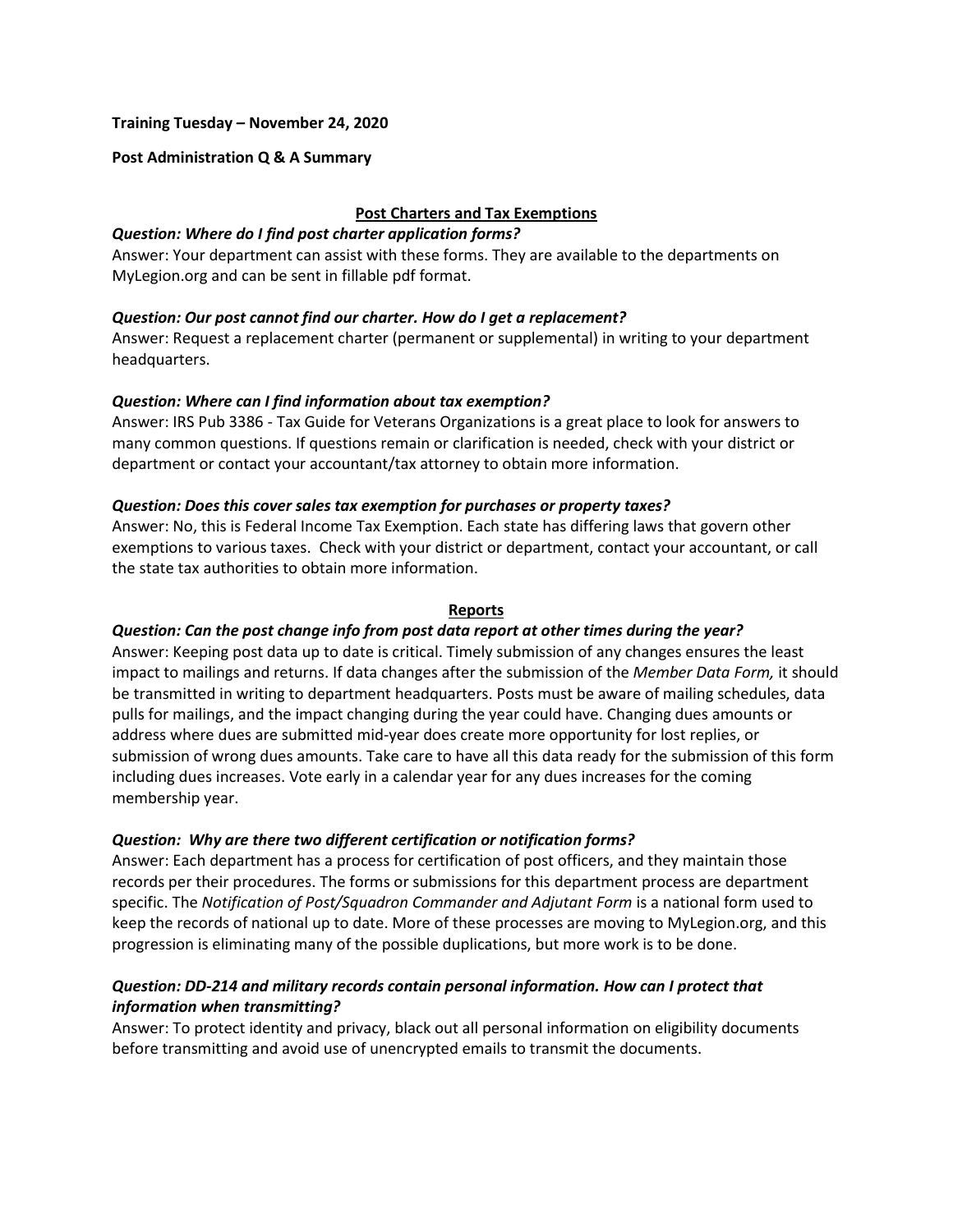**Training Tuesday – November 24, 2020**

**Post Administration Q & A Summary**

## Post Charters and Tax Exemptions

***Question: Where do I find post charter application forms?***

Answer: Your department can assist with these forms. They are available to the departments on MyLegion.org and can be sent in fillable pdf format.

***Question: Our post cannot find our charter. How do I get a replacement?***

Answer: Request a replacement charter (permanent or supplemental) in writing to your department headquarters.

***Question: Where can I find information about tax exemption?***

Answer: IRS Pub 3386 - Tax Guide for Veterans Organizations is a great place to look for answers to many common questions. If questions remain or clarification is needed, check with your district or department or contact your accountant/tax attorney to obtain more information.

***Question: Does this cover sales tax exemption for purchases or property taxes?***

Answer: No, this is Federal Income Tax Exemption. Each state has differing laws that govern other exemptions to various taxes. Check with your district or department, contact your accountant, or call the state tax authorities to obtain more information.

## Reports

***Question: Can the post change info from post data report at other times during the year?***

Answer: Keeping post data up to date is critical. Timely submission of any changes ensures the least impact to mailings and returns. If data changes after the submission of the *Member Data Form,* it should be transmitted in writing to department headquarters. Posts must be aware of mailing schedules, data pulls for mailings, and the impact changing during the year could have. Changing dues amounts or address where dues are submitted mid-year does create more opportunity for lost replies, or submission of wrong dues amounts. Take care to have all this data ready for the submission of this form including dues increases. Vote early in a calendar year for any dues increases for the coming membership year.

***Question: Why are there two different certification or notification forms?***

Answer: Each department has a process for certification of post officers, and they maintain those records per their procedures. The forms or submissions for this department process are department specific. The *Notification of Post/Squadron Commander and Adjutant Form* is a national form used to keep the records of national up to date. More of these processes are moving to MyLegion.org, and this progression is eliminating many of the possible duplications, but more work is to be done.

***Question: DD-214 and military records contain personal information. How can I protect that information when transmitting?***

Answer: To protect identity and privacy, black out all personal information on eligibility documents before transmitting and avoid use of unencrypted emails to transmit the documents.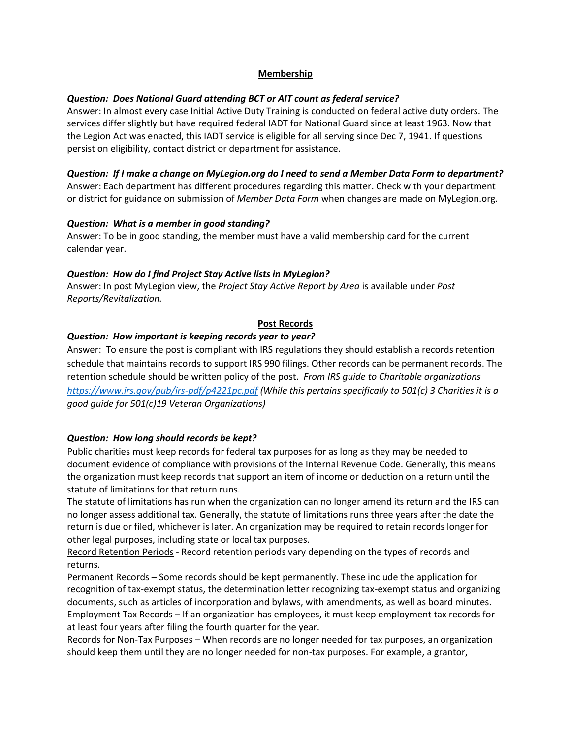## Membership

***Question: Does National Guard attending BCT or AIT count as federal service?***

Answer: In almost every case Initial Active Duty Training is conducted on federal active duty orders. The services differ slightly but have required federal IADT for National Guard since at least 1963. Now that the Legion Act was enacted, this IADT service is eligible for all serving since Dec 7, 1941. If questions persist on eligibility, contact district or department for assistance.

***Question: If I make a change on MyLegion.org do I need to send a Member Data Form to department?***

Answer: Each department has different procedures regarding this matter. Check with your department or district for guidance on submission of *Member Data Form* when changes are made on MyLegion.org.

***Question: What is a member in good standing?***

Answer: To be in good standing, the member must have a valid membership card for the current calendar year.

***Question: How do I find Project Stay Active lists in MyLegion?***

Answer: In post MyLegion view, the *Project Stay Active Report by Area* is available under *Post Reports/Revitalization.*

## Post Records

***Question: How important is keeping records year to year?***

Answer: To ensure the post is compliant with IRS regulations they should establish a records retention schedule that maintains records to support IRS 990 filings. Other records can be permanent records. The retention schedule should be written policy of the post. *From IRS guide to Charitable organizations* [https://www.irs.gov/pub/irs-pdf/p4221pc.pdf](https://www.irs.gov/pub/irs-pdf/p4221pc.pdf) *(While this pertains specifically to 501(c) 3 Charities it is a good guide for 501(c)19 Veteran Organizations)*

***Question: How long should records be kept?***

Public charities must keep records for federal tax purposes for as long as they may be needed to document evidence of compliance with provisions of the Internal Revenue Code. Generally, this means the organization must keep records that support an item of income or deduction on a return until the statute of limitations for that return runs.

The statute of limitations has run when the organization can no longer amend its return and the IRS can no longer assess additional tax. Generally, the statute of limitations runs three years after the date the return is due or filed, whichever is later. An organization may be required to retain records longer for other legal purposes, including state or local tax purposes.

Record Retention Periods - Record retention periods vary depending on the types of records and returns.

Permanent Records – Some records should be kept permanently. These include the application for recognition of tax-exempt status, the determination letter recognizing tax-exempt status and organizing documents, such as articles of incorporation and bylaws, with amendments, as well as board minutes.

Employment Tax Records – If an organization has employees, it must keep employment tax records for at least four years after filing the fourth quarter for the year.

Records for Non-Tax Purposes – When records are no longer needed for tax purposes, an organization should keep them until they are no longer needed for non-tax purposes. For example, a grantor,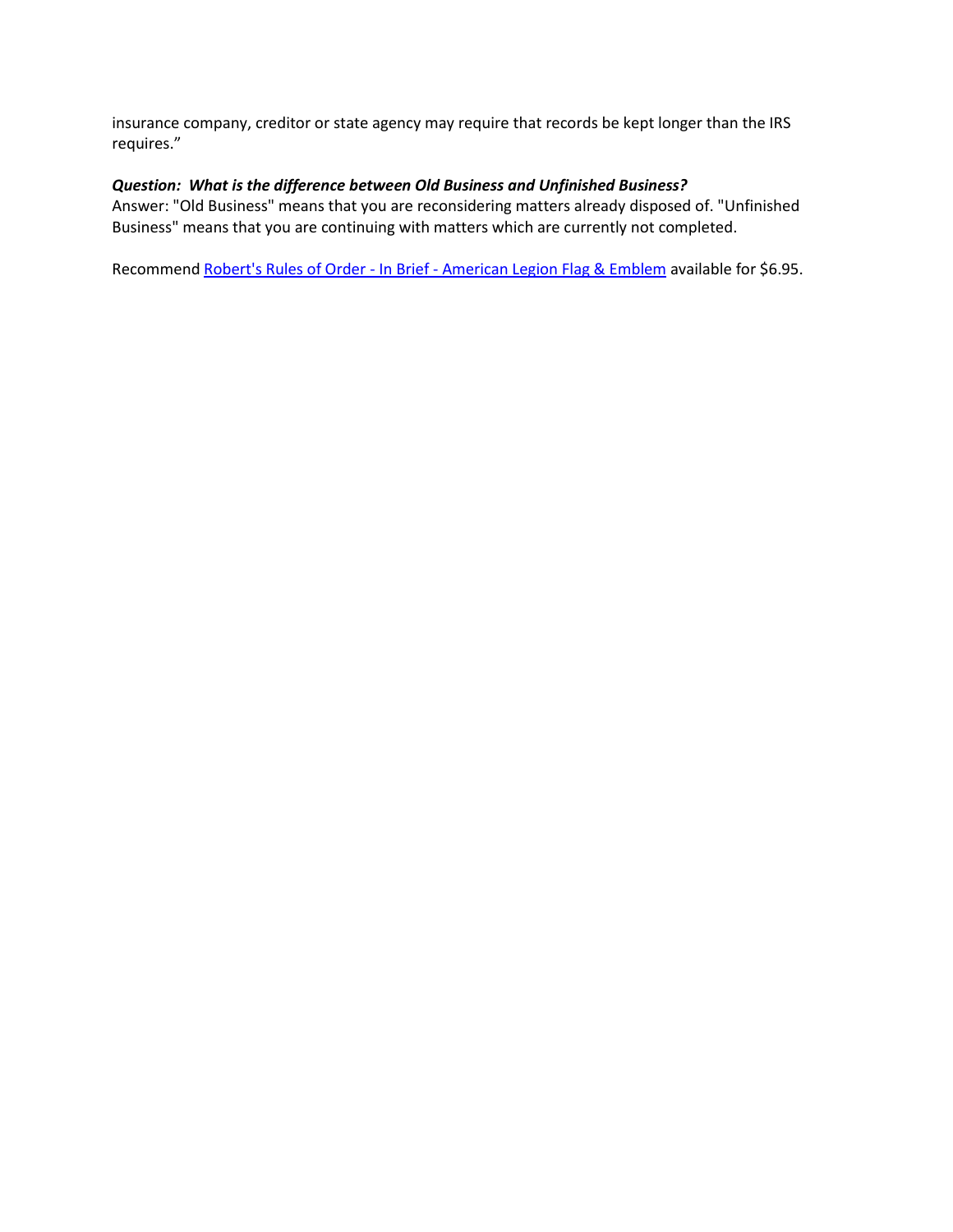insurance company, creditor or state agency may require that records be kept longer than the IRS requires."

***Question: What is the difference between Old Business and Unfinished Business?***
Answer: "Old Business" means that you are reconsidering matters already disposed of. "Unfinished Business" means that you are continuing with matters which are currently not completed.

Recommend Robert's Rules of Order - In Brief - American Legion Flag & Emblem available for $6.95.